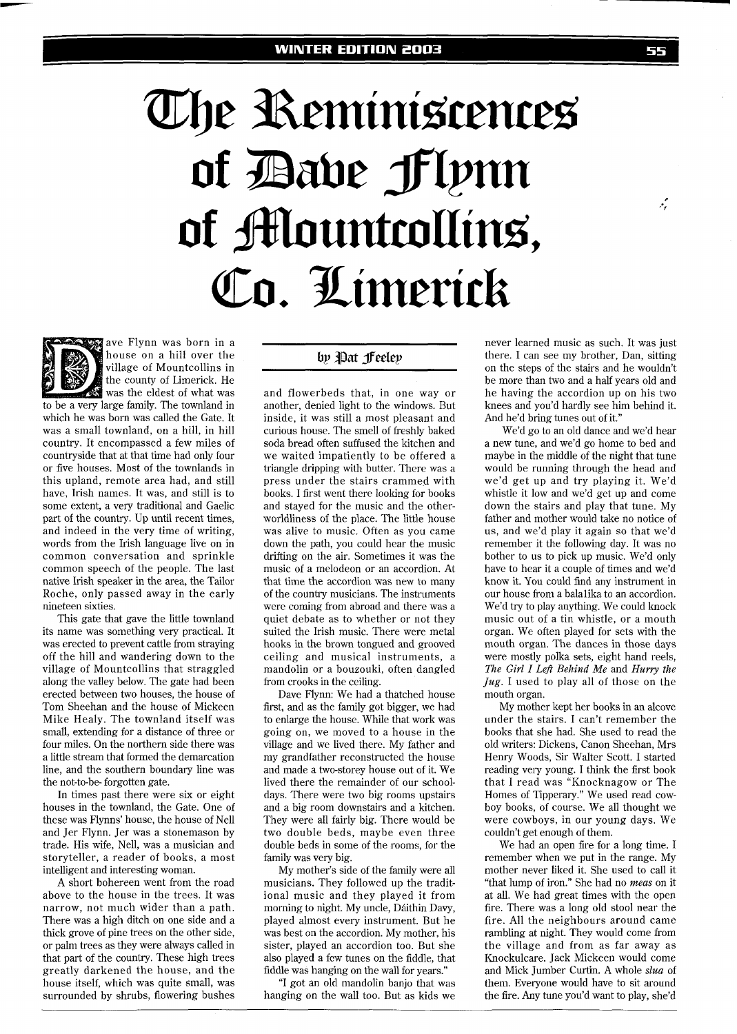# The Reminiscences of Dave Flynn of Mountcollins, Co. Limerick

by Pat Feeley

Dave Flynn was born in a house on a hill over the village of Mountcollins in the county of Limerick. He was the eldest of what was to be a very large family. The townland in which he was born was called the Gate. It was a small townland, on a hill, in hill country. It encompassed a few miles of countryside that at that time had only four or five houses. Most of the townlands in this upland, remote area had, and still have, Irish names. It was, and still is to some extent, a very traditional and Gaelic part of the country. Up until recent times, and indeed in the very time of writing, words from the Irish language live on in common conversation and sprinkle common speech of the people. The last native Irish speaker in the area, the Tailor Roche, only passed away in the early nineteen sixties.

This gate that gave the little townland its name was something very practical. It was erected to prevent cattle from straying off the hill and wandering down to the village of Mountcollins that straggled along the valley below. The gate had been erected between two houses, the house of Tom Sheehan and the house of Mickeen Mike Healy. The townland itself was small, extending for a distance of three or four miles. On the northern side there was a little stream that formed the demarcation line, and the southern boundary line was the not-to-be- forgotten gate.

In times past there were six or eight houses in the townland, the Gate. One of these was Flynns' house, the house of Nell and Jer Flynn. Jer was a stonemason by trade. His wife, Nell, was a musician and storyteller, a reader of books, a most intelligent and interesting woman.

A short bohereen went from the road above to the house in the trees. It was narrow, not much wider than a path. There was a high ditch on one side and a thick grove of pine trees on the other side, or palm trees as they were always called in that part of the country. These high trees greatly darkened the house, and the house itself, which was quite small, was surrounded by shrubs, flowering bushes and flowerbeds that, in one way or another, denied light to the windows. But inside, it was still a most pleasant and curious house. The smell of freshly baked soda bread often suffused the kitchen and we waited impatiently to be offered a triangle dripping with butter. There was a press under the stairs crammed with books. I first went there looking for books and stayed for the music and the other-worldliness of the place. The little house was alive to music. Often as you came down the path, you could hear the music drifting on the air. Sometimes it was the music of a melodeon or an accordion. At that time the accordion was new to many of the country musicians. The instruments were coming from abroad and there was a quiet debate as to whether or not they suited the Irish music. There were metal hooks in the brown tongued and grooved ceiling and musical instruments, a mandolin or a bouzouki, often dangled from crooks in the ceiling.

Dave Flynn: We had a thatched house first, and as the family got bigger, we had to enlarge the house. While that work was going on, we moved to a house in the village and we lived there. My father and my grandfather reconstructed the house and made a two-storey house out of it. We lived there the remainder of our school-days. There were two big rooms upstairs and a big room downstairs and a kitchen. They were all fairly big. There would be two double beds, maybe even three double beds in some of the rooms, for the family was very big.

My mother's side of the family were all musicians. They followed up the traditional music and they played it from morning to night. My uncle, Dáithin Davy, played almost every instrument. But he was best on the accordion. My mother, his sister, played an accordion too. But she also played a few tunes on the fiddle, that fiddle was hanging on the wall for years."

"I got an old mandolin banjo that was hanging on the wall too. But as kids we never learned music as such. It was just there. I can see my brother, Dan, sitting on the steps of the stairs and he wouldn't be more than two and a half years old and he having the accordion up on his two knees and you'd hardly see him behind it. And he'd bring tunes out of it."

We'd go to an old dance and we'd hear a new tune, and we'd go home to bed and maybe in the middle of the night that tune would be running through the head and we'd get up and try playing it. We'd whistle it low and we'd get up and come down the stairs and play that tune. My father and mother would take no notice of us, and we'd play it again so that we'd remember it the following day. It was no bother to us to pick up music. We'd only have to hear it a couple of times and we'd know it. You could find any instrument in our house from a balalika to an accordion. We'd try to play anything. We could knock music out of a tin whistle, or a mouth organ. We often played for sets with the mouth organ. The dances in those days were mostly polka sets, eight hand reels, *The Girl I Left Behind Me* and *Hurry the Jug*. I used to play all of those on the mouth organ.

My mother kept her books in an alcove under the stairs. I can't remember the books that she had. She used to read the old writers: Dickens, Canon Sheehan, Mrs Henry Woods, Sir Walter Scott. I started reading very young. I think the first book that I read was "Knocknagow or The Homes of Tipperary." We used read cow-boy books, of course. We all thought we were cowboys, in our young days. We couldn't get enough of them.

We had an open fire for a long time. I remember when we put in the range. My mother never liked it. She used to call it "that lump of iron." She had no *meas* on it at all. We had great times with the open fire. There was a long old stool near the fire. All the neighbours around came rambling at night. They would come from the village and from as far away as Knockulcare. Jack Mickeen would come and Mick Jumber Curtin. A whole *slua* of them. Everyone would have to sit around the fire. Any tune you'd want to play, she'd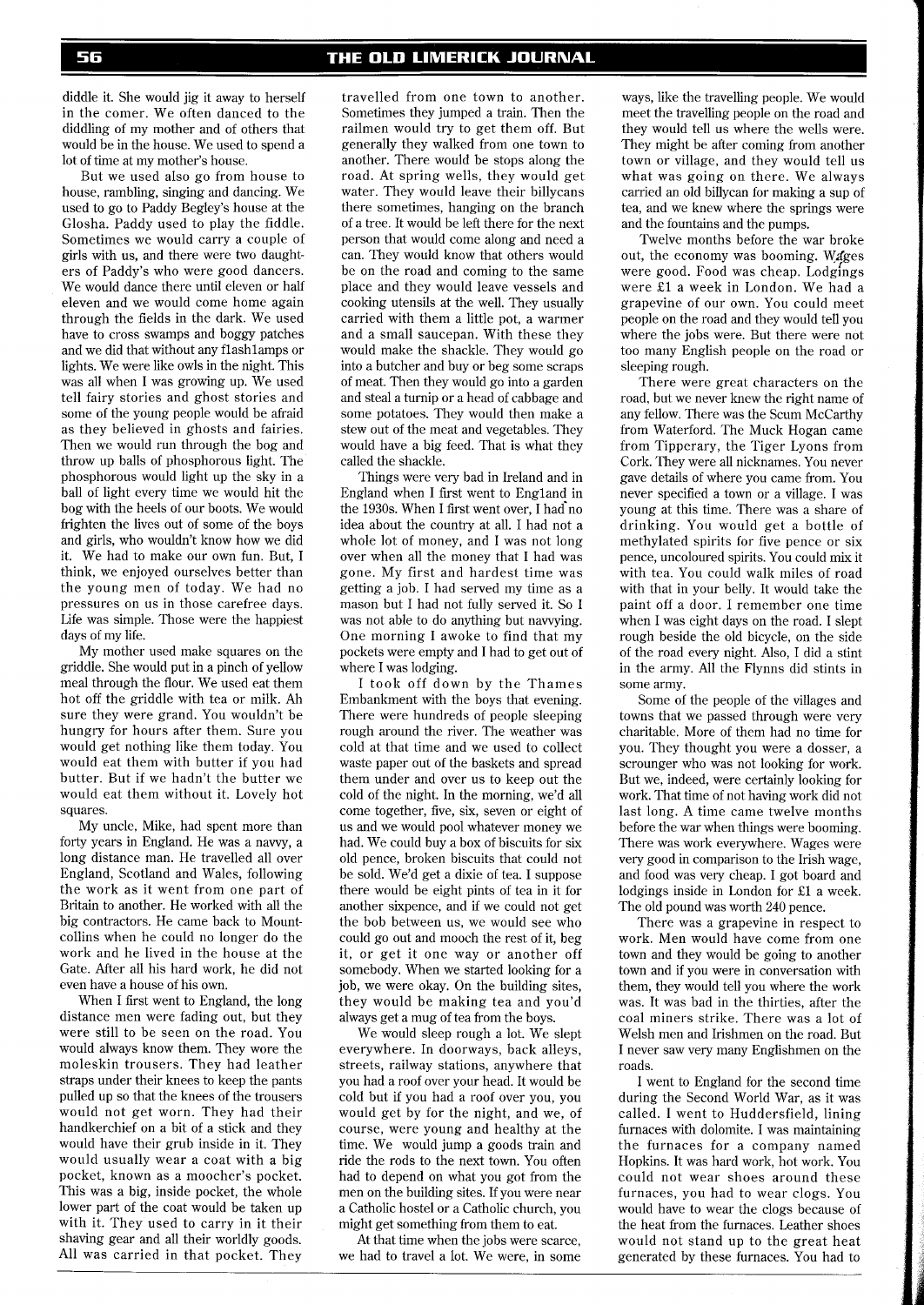diddle it. She would jig it away to herself in the corner. We often danced to the diddling of my mother and of others that would be in the house. We used to spend a lot of time at my mother's house.

But we used also go from house to house, rambling, singing and dancing. We used to go to Paddy Begley's house at the Glosha. Paddy used to play the fiddle. Sometimes we would carry a couple of girls with us, and there were two daughters of Paddy's who were good dancers. We would dance there until eleven or half eleven and we would come home again through the fields in the dark. We used have to cross swamps and boggy patches and we did that without any flashlamps or lights. We were like owls in the night. This was all when I was growing up. We used tell fairy stories and ghost stories and some of the young people would be afraid as they believed in ghosts and fairies. Then we would run through the bog and throw up balls of phosphorous light. The phosphorous would light up the sky in a ball of light every time we would hit the bog with the heels of our boots. We would frighten the lives out of some of the boys and girls, who wouldn't know how we did it. We had to make our own fun. But, I think, we enjoyed ourselves better than the young men of today. We had no pressures on us in those carefree days. Life was simple. Those were the happiest days of my life.

My mother used make squares on the griddle. She would put in a pinch of yellow meal through the flour. We used eat them hot off the griddle with tea or milk. Ah sure they were grand. You wouldn't be hungry for hours after them. Sure you would get nothing like them today. You would eat them with butter if you had butter. But if we hadn't the butter we would eat them without it. Lovely hot squares.

My uncle, Mike, had spent more than forty years in England. He was a navvy, a long distance man. He travelled all over England, Scotland and Wales, following the work as it went from one part of Britain to another. He worked with all the big contractors. He came back to Mountcollins when he could no longer do the work and he lived in the house at the Gate. After all his hard work, he did not even have a house of his own.

When I first went to England, the long distance men were fading out, but they were still to be seen on the road. You would always know them. They wore the moleskin trousers. They had leather straps under their knees to keep the pants pulled up so that the knees of the trousers would not get worn. They had their handkerchief on a bit of a stick and they would have their grub inside in it. They would usually wear a coat with a big pocket, known as a moocher's pocket. This was a big, inside pocket, the whole lower part of the coat would be taken up with it. They used to carry in it their shaving gear and all their worldly goods. All was carried in that pocket. They travelled from one town to another. Sometimes they jumped a train. Then the railmen would try to get them off. But generally they walked from one town to another. There would be stops along the road. At spring wells, they would get water. They would leave their billycans there sometimes, hanging on the branch of a tree. It would be left there for the next person that would come along and need a can. They would know that others would be on the road and coming to the same place and they would leave vessels and cooking utensils at the well. They usually carried with them a little pot, a warmer and a small saucepan. With these they would make the shackle. They would go into a butcher and buy or beg some scraps of meat. Then they would go into a garden and steal a turnip or a head of cabbage and some potatoes. They would then make a stew out of the meat and vegetables. They would have a big feed. That is what they called the shackle.

Things were very bad in Ireland and in England in the 1930s. When I first went over, I had no idea about the country at all. I had not a whole lot of money, and I was not long over when all the money that I had was gone. My first and hardest time was getting a job. I had served my time as a mason but I had not fully served it. So I was not able to do anything but navvying. One morning I awoke to find that my pockets were empty and I had to get out of where I was lodging.

I took off down by the Thames Embankment with the boys that evening. There were hundreds of people sleeping rough around the river. The weather was cold at that time and we used to collect waste paper out of the baskets and spread them under and over us to keep out the cold of the night. In the morning, we'd all come together, five, six, seven or eight of us and we would pool whatever money we had. We could buy a box of biscuits for six old pence, broken biscuits that could not be sold. We'd get a dixie of tea. I suppose there would be eight pints of tea in it for another sixpence, and if we could not get the bob between us, we would see who could go out and mooch the rest of it, beg it, or get it one way or another off somebody. When we started looking for a job, we were okay. On the building sites, they would be making tea and you'd always get a mug of tea from the boys.

We would sleep rough a lot. We slept everywhere. In doorways, back alleys, streets, railway stations, anywhere that you had a roof over your head. It would be cold but if you had a roof over you, you would get by for the night, and we, of course, were young and healthy at the time. We would jump a goods train and ride the rods to the next town. You often had to depend on what you got from the men on the building sites. If you were near a Catholic hostel or a Catholic church, you might get something from them to eat.

At that time when the jobs were scarce, we had to travel a lot. We were, in some ways, like the travelling people. We would meet the travelling people on the road and they would tell us where the wells were. They might be after coming from another town or village, and they would tell us what was going on there. We always carried an old billycan for making a sup of tea, and we knew where the springs were and the fountains and the pumps.

Twelve months before the war broke out, the economy was booming. Wages were good. Food was cheap. Lodgings were £1 a week in London. We had a grapevine of our own. You could meet people on the road and they would tell you where the jobs were. But there were not too many English people on the road or sleeping rough.

There were great characters on the road, but we never knew the right name of any fellow. There was the Scum McCarthy from Waterford. The Muck Hogan came from Tipperary, the Tiger Lyons from Cork. They were all nicknames. You never gave details of where you came from. You never specified a town or a village. I was young at this time. There was a share of drinking. You would get a bottle of methylated spirits for five pence or six pence, uncoloured spirits. You could mix it with tea. You could walk miles of road with that in your belly. It would take the paint off a door. I remember one time when I was eight days on the road. I slept rough beside the old bicycle, on the side of the road every night. Also, I did a stint in the army. All the Flynns did stints in some army.

Some of the people of the villages and towns that we passed through were very charitable. More of them had no time for you. They thought you were a dosser, a scrounger who was not looking for work. But we, indeed, were certainly looking for work. That time of not having work did not last long. A time came twelve months before the war when things were booming. There was work everywhere. Wages were very good in comparison to the Irish wage, and food was very cheap. I got board and lodgings inside in London for £1 a week. The old pound was worth 240 pence.

There was a grapevine in respect to work. Men would have come from one town and they would be going to another town and if you were in conversation with them, they would tell you where the work was. It was bad in the thirties, after the coal miners strike. There was a lot of Welsh men and Irishmen on the road. But I never saw very many Englishmen on the roads.

I went to England for the second time during the Second World War, as it was called. I went to Huddersfield, lining furnaces with dolomite. I was maintaining the furnaces for a company named Hopkins. It was hard work, hot work. You could not wear shoes around these furnaces, you had to wear clogs. You would have to wear the clogs because of the heat from the furnaces. Leather shoes would not stand up to the great heat generated by these furnaces. You had to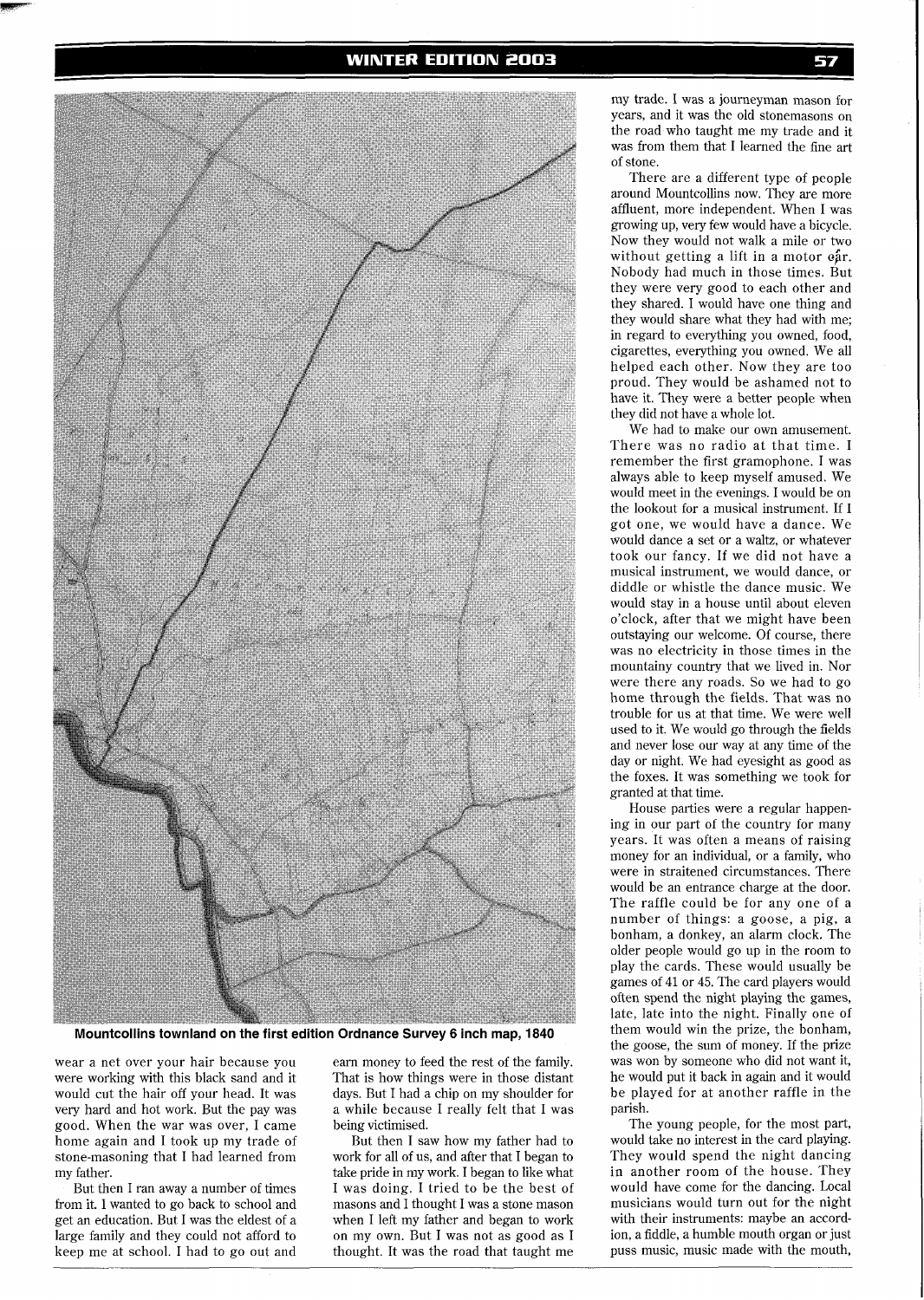Mountcollins townland on the first edition Ordnance Survey 6 inch map, 1840

wear a net over your hair because you were working with this black sand and it would cut the hair off your head. It was very hard and hot work. But the pay was good. When the war was over, I came home again and I took up my trade of stone-masoning that I had learned from my father.

But then I ran away a number of times from it. I wanted to go back to school and get an education. But I was the eldest of a large family and they could not afford to keep me at school. I had to go out and earn money to feed the rest of the family. That is how things were in those distant days. But I had a chip on my shoulder for a while because I really felt that I was being victimised.

But then I saw how my father had to work for all of us, and after that I began to take pride in my work. I began to like what I was doing. I tried to be the best of masons and I thought I was a stone mason when I left my father and began to work on my own. But I was not as good as I thought. It was the road that taught me my trade. I was a journeyman mason for years, and it was the old stonemasons on the road who taught me my trade and it was from them that I learned the fine art of stone.

There are a different type of people around Mountcollins now. They are more affluent, more independent. When I was growing up, very few would have a bicycle. Now they would not walk a mile or two without getting a lift in a motor car. Nobody had much in those times. But they were very good to each other and they shared. I would have one thing and they would share what they had with me; in regard to everything you owned, food, cigarettes, everything you owned. We all helped each other. Now they are too proud. They would be ashamed not to have it. They were a better people when they did not have a whole lot.

We had to make our own amusement. There was no radio at that time. I remember the first gramophone. I was always able to keep myself amused. We would meet in the evenings. I would be on the lookout for a musical instrument. If I got one, we would have a dance. We would dance a set or a waltz, or whatever took our fancy. If we did not have a musical instrument, we would dance, or diddle or whistle the dance music. We would stay in a house until about eleven o'clock, after that we might have been outstaying our welcome. Of course, there was no electricity in those times in the mountainy country that we lived in. Nor were there any roads. So we had to go home through the fields. That was no trouble for us at that time. We were well used to it. We would go through the fields and never lose our way at any time of the day or night. We had eyesight as good as the foxes. It was something we took for granted at that time.

House parties were a regular happening in our part of the country for many years. It was often a means of raising money for an individual, or a family, who were in straitened circumstances. There would be an entrance charge at the door. The raffle could be for any one of a number of things: a goose, a pig, a bonham, a donkey, an alarm clock. The older people would go up in the room to play the cards. These would usually be games of 41 or 45. The card players would often spend the night playing the games, late, late into the night. Finally one of them would win the prize, the bonham, the goose, the sum of money. If the prize was won by someone who did not want it, he would put it back in again and it would be played for at another raffle in the parish.

The young people, for the most part, would take no interest in the card playing. They would spend the night dancing in another room of the house. They would have come for the dancing. Local musicians would turn out for the night with their instruments: maybe an accordion, a fiddle, a humble mouth organ or just puss music, music made with the mouth,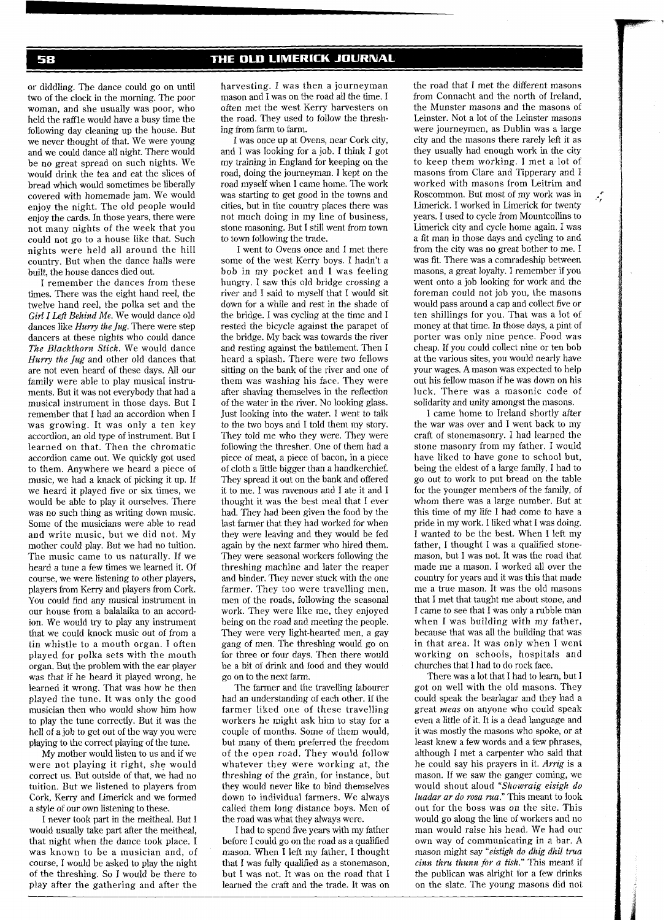or diddling. The dance could go on until two of the clock in the morning. The poor woman, and she usually was poor, who held the raffle would have a busy time the following day cleaning up the house. But we never thought of that. We were young and we could dance all night. There would be no great spread on such nights. We would drink the tea and eat the slices of bread which would sometimes be liberally covered with homemade jam. We would enjoy the night. The old people would enjoy the cards. In those years, there were not many nights of the week that you could not go to a house like that. Such nights were held all around the hill country. But when the dance halls were built, the house dances died out.

I remember the dances from these times. There was the eight hand reel, the twelve hand reel, the polka set and the *Girl I Left Behind Me*. We would dance old dances like *Hurry the Jug*. There were step dancers at these nights who could dance *The Blackthorn Stick*. We would dance *Hurry the Jug* and other old dances that are not even heard of these days. All our family were able to play musical instruments. But it was not everybody that had a musical instrument in those days. But I remember that I had an accordion when I was growing. It was only a ten key accordion, an old type of instrument. But I learned on that. Then the chromatic accordion came out. We quickly got used to them. Anywhere we heard a piece of music, we had a knack of picking it up. If we heard it played five or six times, we would be able to play it ourselves. There was no such thing as writing down music. Some of the musicians were able to read and write music, but we did not. My mother could play. But we had no tuition. The music came to us naturally. If we heard a tune a few times we learned it. Of course, we were listening to other players, players from Kerry and players from Cork. You could find any musical instrument in our house from a balalaika to an accordion. We would try to play any instrument that we could knock music out of from a tin whistle to a mouth organ. I often played for polka sets with the mouth organ. But the problem with the ear player was that if he heard it played wrong, he learned it wrong. That was how he then played the tune. It was only the good musician then who would show him how to play the tune correctly. But it was the hell of a job to get out of the way you were playing to the correct playing of the tune.

My mother would listen to us and if we were not playing it right, she would correct us. But outside of that, we had no tuition. But we listened to players from Cork, Kerry and Limerick and we formed a style of our own listening to these.

I never took part in the meitheal. But I would usually take part after the meitheal, that night when the dance took place. I was known to be a musician and, of course, I would be asked to play the night of the threshing. So I would be there to play after the gathering and after the harvesting. I was then a journeyman mason and I was on the road all the time. I often met the west Kerry harvesters on the road. They used to follow the threshing from farm to farm.

I was once up at Ovens, near Cork city, and I was looking for a job. I think I got my training in England for keeping on the road, doing the journeyman. I kept on the road myself when I came home. The work was starting to get good in the towns and cities, but in the country places there was not much doing in my line of business, stone masoning. But I still went from town to town following the trade.

I went to Ovens once and I met there some of the west Kerry boys. I hadn't a bob in my pocket and I was feeling hungry. I saw this old bridge crossing a river and I said to myself that I would sit down for a while and rest in the shade of the bridge. I was cycling at the time and I rested the bicycle against the parapet of the bridge. My back was towards the river and resting against the battlement. Then I heard a splash. There were two fellows sitting on the bank of the river and one of them was washing his face. They were after shaving themselves in the reflection of the water in the river. No looking glass. Just looking into the water. I went to talk to the two boys and I told them my story. They told me who they were. They were following the thresher. One of them had a piece of meat, a piece of bacon, in a piece of cloth a little bigger than a handkerchief. They spread it out on the bank and offered it to me. I was ravenous and I ate it and I thought it was the best meal that I ever had. They had been given the food by the last farmer that they had worked for when they were leaving and they would be fed again by the next farmer who hired them. They were seasonal workers following the threshing machine and later the reaper and binder. They never stuck with the one farmer. They too were travelling men, men of the roads, following the seasonal work. They were like me, they enjoyed being on the road and meeting the people. They were very light-hearted men, a gay gang of men. The threshing would go on for three or four days. Then there would be a bit of drink and food and they would go on to the next farm.

The farmer and the travelling labourer had an understanding of each other. If the farmer liked one of these travelling workers he might ask him to stay for a couple of months. Some of them would, but many of them preferred the freedom of the open road. They would follow whatever they were working at, the threshing of the grain, for instance, but they would never like to bind themselves down to individual farmers. We always called them long distance boys. Men of the road was what they always were.

I had to spend five years with my father before I could go on the road as a qualified mason. When I left my father, I thought that I was fully qualified as a stonemason, but I was not. It was on the road that I learned the craft and the trade. It was on the road that I met the different masons from Connacht and the north of Ireland, the Munster masons and the masons of Leinster. Not a lot of the Leinster masons were journeymen, as Dublin was a large city and the masons there rarely left it as they usually had enough work in the city to keep them working. I met a lot of masons from Clare and Tipperary and I worked with masons from Leitrim and Roscommon. But most of my work was in Limerick. I worked in Limerick for twenty years. I used to cycle from Mountcollins to Limerick city and cycle home again. I was a fit man in those days and cycling to and from the city was no great bother to me. I was fit. There was a comradeship between masons, a great loyalty. I remember if you went onto a job looking for work and the foreman could not job you, the masons would pass around a cap and collect five or ten shillings for you. That was a lot of money at that time. In those days, a pint of porter was only nine pence. Food was cheap. If you could collect nine or ten bob at the various sites, you would nearly have your wages. A mason was expected to help out his fellow mason if he was down on his luck. There was a masonic code of solidarity and unity amongst the masons.

I came home to Ireland shortly after the war was over and I went back to my craft of stonemasonry. I had learned the stone masonry from my father. I would have liked to have gone to school but, being the eldest of a large family, I had to go out to work to put bread on the table for the younger members of the family, of whom there was a large number. But at this time of my life I had come to have a pride in my work. I liked what I was doing. I wanted to be the best. When I left my father, I thought I was a qualified stonemason, but I was not. It was the road that made me a mason. I worked all over the country for years and it was this that made me a true mason. It was the old masons that I met that taught me about stone, and I came to see that I was only a rubble man when I was building with my father, because that was all the building that was in that area. It was only when I went working on schools, hospitals and churches that I had to do rock face.

There was a lot that I had to learn, but I got on well with the old masons. They could speak the bearlagar and they had a great *meas* on anyone who could speak even a little of it. It is a dead language and it was mostly the masons who spoke, or at least knew a few words and a few phrases, although I met a carpenter who said that he could say his prayers in it. *Arrig* is a mason. If we saw the ganger coming, we would shout aloud "*Showraig eisigh do luadar ar do rosa rua.*" This meant to look out for the boss was on the site. This would go along the line of workers and no man would raise his head. We had our own way of communicating in a bar. A mason might say "*eistigh do dhig dhil trua cinn thru thunn for a tish.*" This meant if the publican was alright for a few drinks on the slate. The young masons did not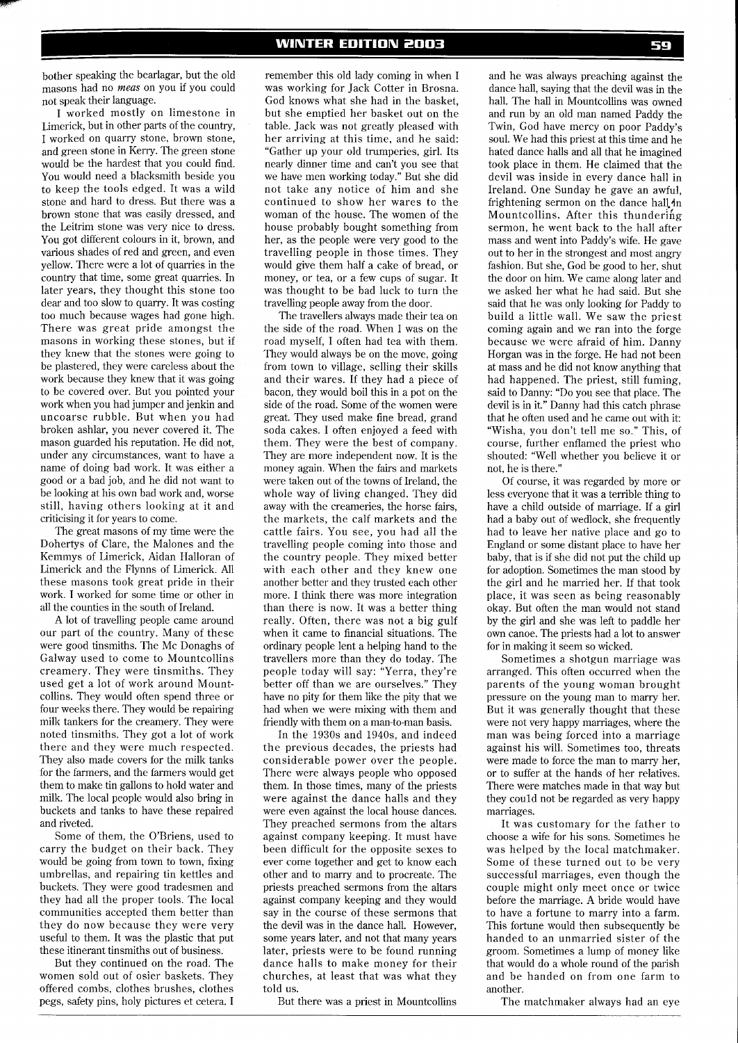bother speaking the bearlagar, but the old masons had no *meas* on you if you could not speak their language.

I worked mostly on limestone in Limerick, but in other parts of the country, I worked on quarry stone, brown stone, and green stone in Kerry. The green stone would be the hardest that you could find. You would need a blacksmith beside you to keep the tools edged. It was a wild stone and hard to dress. But there was a brown stone that was easily dressed, and the Leitrim stone was very nice to dress. You got different colours in it, brown, and various shades of red and green, and even yellow. There were a lot of quarries in the country that time, some great quarries. In later years, they thought this stone too dear and too slow to quarry. It was costing too much because wages had gone high. There was great pride amongst the masons in working these stones, but if they knew that the stones were going to be plastered, they were careless about the work because they knew that it was going to be covered over. But you pointed your work when you had jumper and jenkin and uncoarse rubble. But when you had broken ashlar, you never covered it. The mason guarded his reputation. He did not, under any circumstances, want to have a name of doing bad work. It was either a good or a bad job, and he did not want to be looking at his own bad work and, worse still, having others looking at it and criticising it for years to come.

The great masons of my time were the Dohertys of Clare, the Malones and the Kemmys of Limerick, Aidan Halloran of Limerick and the Flynns of Limerick. All these masons took great pride in their work. I worked for some time or other in all the counties in the south of Ireland.

A lot of travelling people came around our part of the country. Many of these were good tinsmiths. The Mc Donaghs of Galway used to come to Mountcollins creamery. They were tinsmiths. They used get a lot of work around Mountcollins. They would often spend three or four weeks there. They would be repairing milk tankers for the creamery. They were noted tinsmiths. They got a lot of work there and they were much respected. They also made covers for the milk tanks for the farmers, and the farmers would get them to make tin gallons to hold water and milk. The local people would also bring in buckets and tanks to have these repaired and riveted.

Some of them, the O'Briens, used to carry the budget on their back. They would be going from town to town, fixing umbrellas, and repairing tin kettles and buckets. They were good tradesmen and they had all the proper tools. The local communities accepted them better than they do now because they were very useful to them. It was the plastic that put these itinerant tinsmiths out of business.

But they continued on the road. The women sold out of osier baskets. They offered combs, clothes brushes, clothes pegs, safety pins, holy pictures et cetera. I remember this old lady coming in when I was working for Jack Cotter in Brosna. God knows what she had in the basket, but she emptied her basket out on the table. Jack was not greatly pleased with her arriving at this time, and he said: "Gather up your old trumperies, girl. Its nearly dinner time and can't you see that we have men working today." But she did not take any notice of him and she continued to show her wares to the woman of the house. The women of the house probably bought something from her, as the people were very good to the travelling people in those times. They would give them half a cake of bread, or money, or tea, or a few cups of sugar. It was thought to be bad luck to turn the travelling people away from the door.

The travellers always made their tea on the side of the road. When I was on the road myself, I often had tea with them. They would always be on the move, going from town to village, selling their skills and their wares. If they had a piece of bacon, they would boil this in a pot on the side of the road. Some of the women were great. They used make fine bread, grand soda cakes. I often enjoyed a feed with them. They were the best of company. They are more independent now. It is the money again. When the fairs and markets were taken out of the towns of Ireland, the whole way of living changed. They did away with the creameries, the horse fairs, the markets, the calf markets and the cattle fairs. You see, you had all the travelling people coming into those and the country people. They mixed better with each other and they knew one another better and they trusted each other more. I think there was more integration than there is now. It was a better thing really. Often, there was not a big gulf when it came to financial situations. The ordinary people lent a helping hand to the travellers more than they do today. The people today will say: "Yerra, they're better off than we are ourselves." They have no pity for them like the pity that we had when we were mixing with them and friendly with them on a man-to-man basis.

In the 1930s and 1940s, and indeed the previous decades, the priests had considerable power over the people. There were always people who opposed them. In those times, many of the priests were against the dance halls and they were even against the local house dances. They preached sermons from the altars against company keeping. It must have been difficult for the opposite sexes to ever come together and get to know each other and to marry and to procreate. The priests preached sermons from the altars against company keeping and they would say in the course of these sermons that the devil was in the dance hall. However, some years later, and not that many years later, priests were to be found running dance halls to make money for their churches, at least that was what they told us.

But there was a priest in Mountcollins and he was always preaching against the dance hall, saying that the devil was in the hall. The hall in Mountcollins was owned and run by an old man named Paddy the Twin, God have mercy on poor Paddy's soul. We had this priest at this time and he hated dance halls and all that he imagined took place in them. He claimed that the devil was inside in every dance hall in Ireland. One Sunday he gave an awful, frightening sermon on the dance hall in Mountcollins. After this thundering sermon, he went back to the hall after mass and went into Paddy's wife. He gave out to her in the strongest and most angry fashion. But she, God be good to her, shut the door on him. We came along later and we asked her what he had said. But she said that he was only looking for Paddy to build a little wall. We saw the priest coming again and we ran into the forge because we were afraid of him. Danny Horgan was in the forge. He had not been at mass and he did not know anything that had happened. The priest, still fuming, said to Danny: "Do you see that place. The devil is in it." Danny had this catch phrase that he often used and he came out with it: "Wisha, you don't tell me so." This, of course, further enflamed the priest who shouted: "Well whether you believe it or not, he is there."

Of course, it was regarded by more or less everyone that it was a terrible thing to have a child outside of marriage. If a girl had a baby out of wedlock, she frequently had to leave her native place and go to England or some distant place to have her baby, that is if she did not put the child up for adoption. Sometimes the man stood by the girl and he married her. If that took place, it was seen as being reasonably okay. But often the man would not stand by the girl and she was left to paddle her own canoe. The priests had a lot to answer for in making it seem so wicked.

Sometimes a shotgun marriage was arranged. This often occurred when the parents of the young woman brought pressure on the young man to marry her. But it was generally thought that these were not very happy marriages, where the man was being forced into a marriage against his will. Sometimes too, threats were made to force the man to marry her, or to suffer at the hands of her relatives. There were matches made in that way but they could not be regarded as very happy marriages.

It was customary for the father to choose a wife for his sons. Sometimes he was helped by the local matchmaker. Some of these turned out to be very successful marriages, even though the couple might only meet once or twice before the marriage. A bride would have to have a fortune to marry into a farm. This fortune would then subsequently be handed to an unmarried sister of the groom. Sometimes a lump of money like that would do a whole round of the parish and be handed on from one farm to another.

The matchmaker always had an eye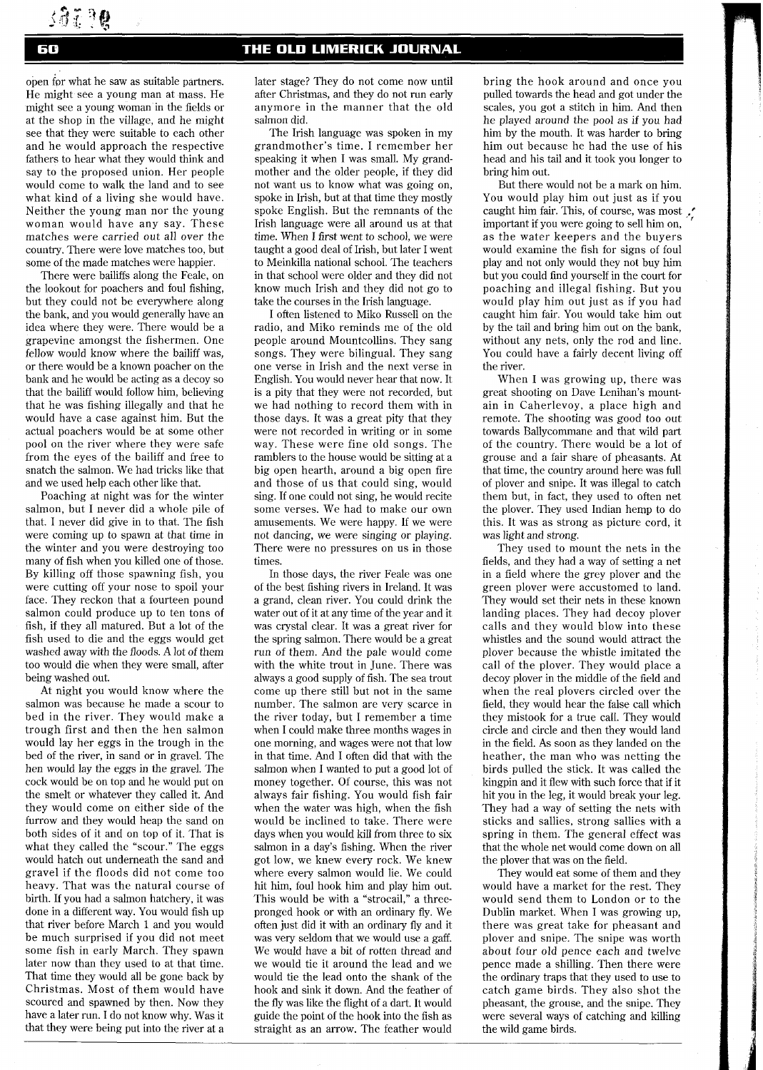open for what he saw as suitable partners. He might see a young man at mass. He might see a young woman in the fields or at the shop in the village, and he might see that they were suitable to each other and he would approach the respective fathers to hear what they would think and say to the proposed union. Her people would come to walk the land and to see what kind of a living she would have. Neither the young man nor the young woman would have any say. These matches were carried out all over the country. There were love matches too, but some of the made matches were happier.

There were bailiffs along the Feale, on the lookout for poachers and foul fishing, but they could not be everywhere along the bank, and you would generally have an idea where they were. There would be a grapevine amongst the fishermen. One fellow would know where the bailiff was, or there would be a known poacher on the bank and he would be acting as a decoy so that the bailiff would follow him, believing that he was fishing illegally and that he would have a case against him. But the actual poachers would be at some other pool on the river where they were safe from the eyes of the bailiff and free to snatch the salmon. We had tricks like that and we used help each other like that.

Poaching at night was for the winter salmon, but I never did a whole pile of that. I never did give in to that. The fish were coming up to spawn at that time in the winter and you were destroying too many of fish when you killed one of those. By killing off those spawning fish, you were cutting off your nose to spoil your face. They reckon that a fourteen pound salmon could produce up to ten tons of fish, if they all matured. But a lot of the fish used to die and the eggs would get washed away with the floods. A lot of them too would die when they were small, after being washed out.

At night you would know where the salmon was because he made a scour to bed in the river. They would make a trough first and then the hen salmon would lay her eggs in the trough in the bed of the river, in sand or in gravel. The hen would lay the eggs in the gravel. The cock would be on top and he would put on the smelt or whatever they called it. And they would come on either side of the furrow and they would heap the sand on both sides of it and on top of it. That is what they called the "scour." The eggs would hatch out underneath the sand and gravel if the floods did not come too heavy. That was the natural course of birth. If you had a salmon hatchery, it was done in a different way. You would fish up that river before March 1 and you would be much surprised if you did not meet some fish in early March. They spawn later now than they used to at that time. That time they would all be gone back by Christmas. Most of them would have scoured and spawned by then. Now they have a later run. I do not know why. Was it that they were being put into the river at a later stage? They do not come now until after Christmas, and they do not run early anymore in the manner that the old salmon did.

The Irish language was spoken in my grandmother's time. I remember her speaking it when I was small. My grandmother and the older people, if they did not want us to know what was going on, spoke in Irish, but at that time they mostly spoke English. But the remnants of the Irish language were all around us at that time. When I first went to school, we were taught a good deal of Irish, but later I went to Meinkilla national school. The teachers in that school were older and they did not know much Irish and they did not go to take the courses in the Irish language.

I often listened to Miko Russell on the radio, and Miko reminds me of the old people around Mountcollins. They sang songs. They were bilingual. They sang one verse in Irish and the next verse in English. You would never hear that now. It is a pity that they were not recorded, but we had nothing to record them with in those days. It was a great pity that they were not recorded in writing or in some way. These were fine old songs. The ramblers to the house would be sitting at a big open hearth, around a big open fire and those of us that could sing, would sing. If one could not sing, he would recite some verses. We had to make our own amusements. We were happy. If we were not dancing, we were singing or playing. There were no pressures on us in those times.

In those days, the river Feale was one of the best fishing rivers in Ireland. It was a grand, clean river. You could drink the water out of it at any time of the year and it was crystal clear. It was a great river for the spring salmon. There would be a great run of them. And the pale would come with the white trout in June. There was always a good supply of fish. The sea trout come up there still but not in the same number. The salmon are very scarce in the river today, but I remember a time when I could make three months wages in one morning, and wages were not that low in that time. And I often did that with the salmon when I wanted to put a good lot of money together. Of course, this was not always fair fishing. You would fish fair when the water was high, when the fish would be inclined to take. There were days when you would kill from three to six salmon in a day's fishing. When the river got low, we knew every rock. We knew where every salmon would lie. We could hit him, foul hook him and play him out. This would be with a "strocail," a three-pronged hook or with an ordinary fly. We often just did it with an ordinary fly and it was very seldom that we would use a gaff. We would have a bit of rotten thread and we would tie it around the lead and we would tie the lead onto the shank of the hook and sink it down. And the feather of the fly was like the flight of a dart. It would guide the point of the hook into the fish as straight as an arrow. The feather would bring the hook around and once you pulled towards the head and got under the scales, you got a stitch in him. And then he played around the pool as if you had him by the mouth. It was harder to bring him out because he had the use of his head and his tail and it took you longer to bring him out.

But there would not be a mark on him. You would play him out just as if you caught him fair. This, of course, was most important if you were going to sell him on, as the water keepers and the buyers would examine the fish for signs of foul play and not only would they not buy him but you could find yourself in the court for poaching and illegal fishing. But you would play him out just as if you had caught him fair. You would take him out by the tail and bring him out on the bank, without any nets, only the rod and line. You could have a fairly decent living off the river.

When I was growing up, there was great shooting on Dave Lenihan's mountain in Caherlevoy, a place high and remote. The shooting was good too out towards Ballycommane and that wild part of the country. There would be a lot of grouse and a fair share of pheasants. At that time, the country around here was full of plover and snipe. It was illegal to catch them but, in fact, they used to often net the plover. They used Indian hemp to do this. It was as strong as picture cord, it was light and strong.

They used to mount the nets in the fields, and they had a way of setting a net in a field where the grey plover and the green plover were accustomed to land. They would set their nets in these known landing places. They had decoy plover calls and they would blow into these whistles and the sound would attract the plover because the whistle imitated the call of the plover. They would place a decoy plover in the middle of the field and when the real plovers circled over the field, they would hear the false call which they mistook for a true call. They would circle and circle and then they would land in the field. As soon as they landed on the heather, the man who was netting the birds pulled the stick. It was called the kingpin and it flew with such force that if it hit you in the leg, it would break your leg. They had a way of setting the nets with sticks and sallies, strong sallies with a spring in them. The general effect was that the whole net would come down on all the plover that was on the field.

They would eat some of them and they would have a market for the rest. They would send them to London or to the Dublin market. When I was growing up, there was great take for pheasant and plover and snipe. The snipe was worth about four old pence each and twelve pence made a shilling. Then there were the ordinary traps that they used to use to catch game birds. They also shot the pheasant, the grouse, and the snipe. They were several ways of catching and killing the wild game birds.